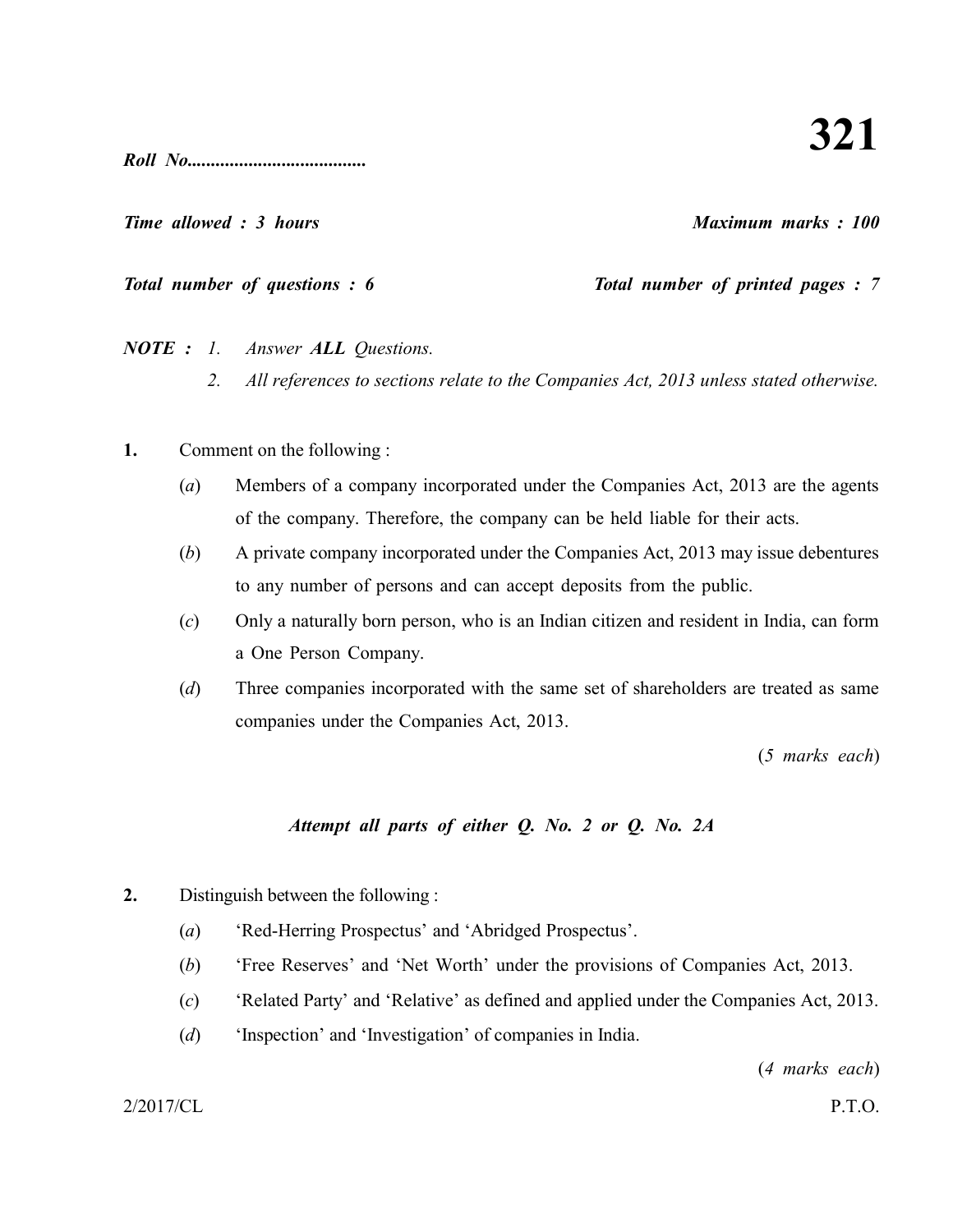# 321

*Roll No.....................................*

*Time allowed : 3 hours* *Maximum marks : 100*

*Total number of questions : 6* *Total number of printed pages : 7*

***NOTE :*** *1. Answer **ALL** Questions.*

*2. All references to sections relate to the Companies Act, 2013 unless stated otherwise.*

**1.** Comment on the following :

(*a*) Members of a company incorporated under the Companies Act, 2013 are the agents of the company. Therefore, the company can be held liable for their acts.

(*b*) A private company incorporated under the Companies Act, 2013 may issue debentures to any number of persons and can accept deposits from the public.

(*c*) Only a naturally born person, who is an Indian citizen and resident in India, can form a One Person Company.

(*d*) Three companies incorporated with the same set of shareholders are treated as same companies under the Companies Act, 2013.

(*5 marks each*)

***Attempt all parts of either Q. No. 2 or Q. No. 2A***

**2.** Distinguish between the following :

(*a*) 'Red-Herring Prospectus' and 'Abridged Prospectus'.

(*b*) 'Free Reserves' and 'Net Worth' under the provisions of Companies Act, 2013.

(*c*) 'Related Party' and 'Relative' as defined and applied under the Companies Act, 2013.

(*d*) 'Inspection' and 'Investigation' of companies in India.

(*4 marks each*)

2/2017/CL P.T.O.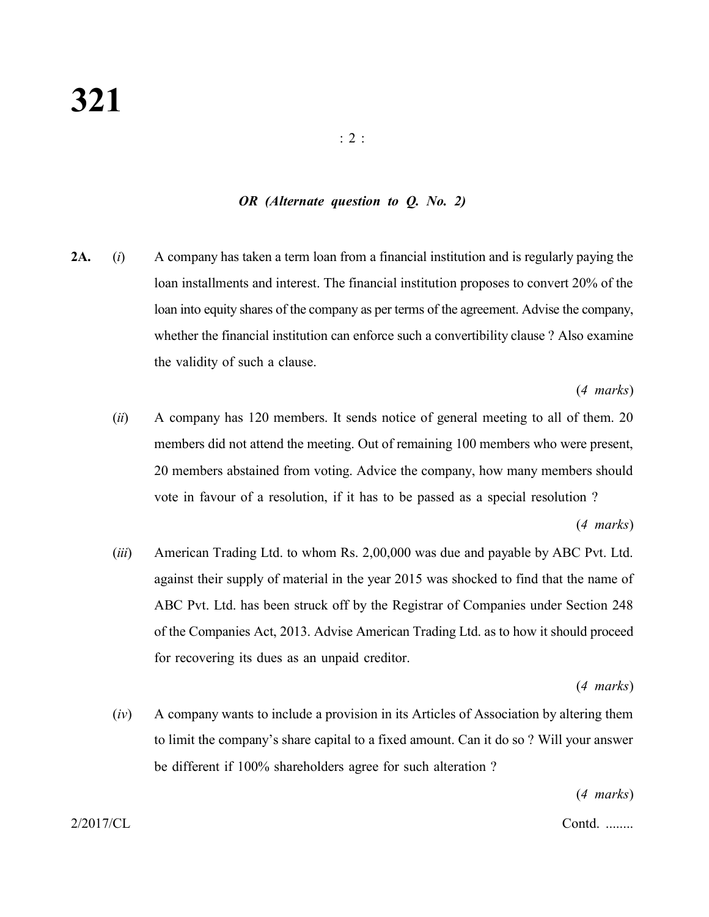*OR (Alternate question to Q. No. 2)*

**2A.** (*i*) A company has taken a term loan from a financial institution and is regularly paying the loan installments and interest. The financial institution proposes to convert 20% of the loan into equity shares of the company as per terms of the agreement. Advise the company, whether the financial institution can enforce such a convertibility clause ? Also examine the validity of such a clause.

(*4 marks*)

(*ii*) A company has 120 members. It sends notice of general meeting to all of them. 20 members did not attend the meeting. Out of remaining 100 members who were present, 20 members abstained from voting. Advice the company, how many members should vote in favour of a resolution, if it has to be passed as a special resolution ?

(*4 marks*)

(*iii*) American Trading Ltd. to whom Rs. 2,00,000 was due and payable by ABC Pvt. Ltd. against their supply of material in the year 2015 was shocked to find that the name of ABC Pvt. Ltd. has been struck off by the Registrar of Companies under Section 248 of the Companies Act, 2013. Advise American Trading Ltd. as to how it should proceed for recovering its dues as an unpaid creditor.

(*4 marks*)

(*iv*) A company wants to include a provision in its Articles of Association by altering them to limit the company's share capital to a fixed amount. Can it do so ? Will your answer be different if 100% shareholders agree for such alteration ?

(*4 marks*)

Contd. ........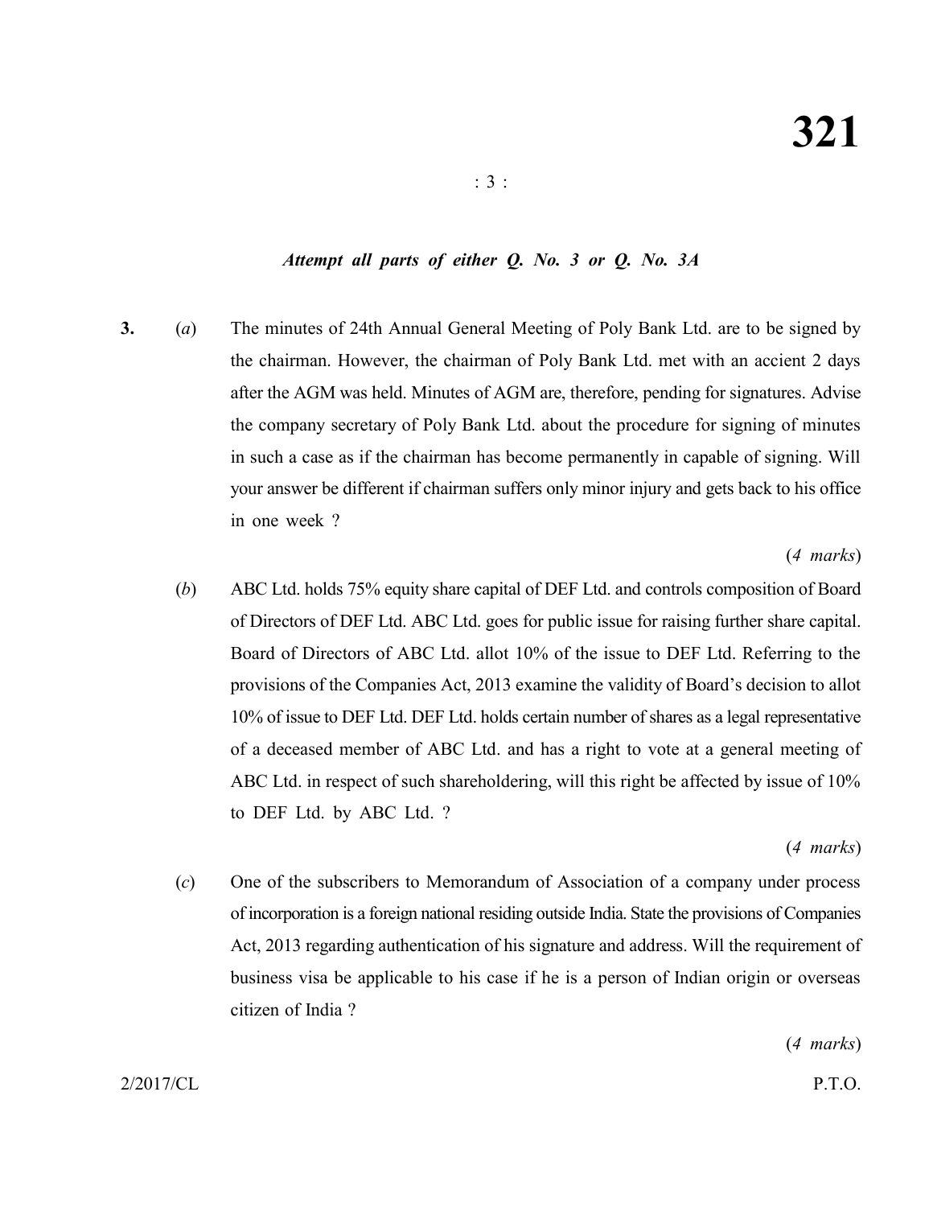*Attempt all parts of either Q. No. 3 or Q. No. 3A*

**3.** (*a*) The minutes of 24th Annual General Meeting of Poly Bank Ltd. are to be signed by the chairman. However, the chairman of Poly Bank Ltd. met with an accient 2 days after the AGM was held. Minutes of AGM are, therefore, pending for signatures. Advise the company secretary of Poly Bank Ltd. about the procedure for signing of minutes in such a case as if the chairman has become permanently in capable of signing. Will your answer be different if chairman suffers only minor injury and gets back to his office in one week ?

(*4 marks*)

(*b*) ABC Ltd. holds 75% equity share capital of DEF Ltd. and controls composition of Board of Directors of DEF Ltd. ABC Ltd. goes for public issue for raising further share capital. Board of Directors of ABC Ltd. allot 10% of the issue to DEF Ltd. Referring to the provisions of the Companies Act, 2013 examine the validity of Board's decision to allot 10% of issue to DEF Ltd. DEF Ltd. holds certain number of shares as a legal representative of a deceased member of ABC Ltd. and has a right to vote at a general meeting of ABC Ltd. in respect of such shareholdering, will this right be affected by issue of 10% to DEF Ltd. by ABC Ltd. ?

(*4 marks*)

(*c*) One of the subscribers to Memorandum of Association of a company under process of incorporation is a foreign national residing outside India. State the provisions of Companies Act, 2013 regarding authentication of his signature and address. Will the requirement of business visa be applicable to his case if he is a person of Indian origin or overseas citizen of India ?

(*4 marks*)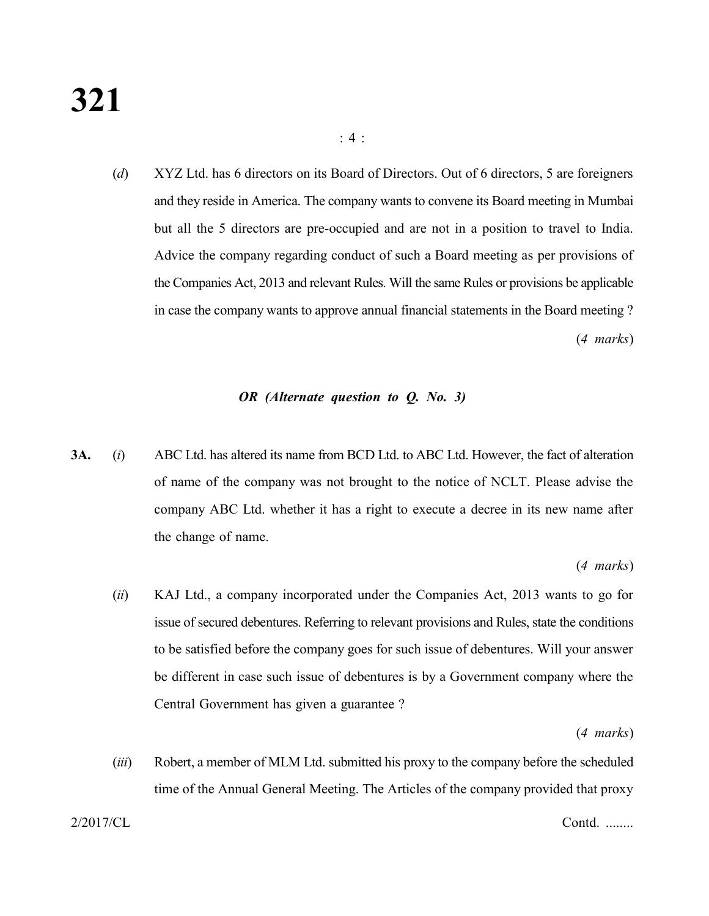(*d*) XYZ Ltd. has 6 directors on its Board of Directors. Out of 6 directors, 5 are foreigners and they reside in America. The company wants to convene its Board meeting in Mumbai but all the 5 directors are pre-occupied and are not in a position to travel to India. Advice the company regarding conduct of such a Board meeting as per provisions of the Companies Act, 2013 and relevant Rules. Will the same Rules or provisions be applicable in case the company wants to approve annual financial statements in the Board meeting ?

(*4 marks*)

***OR (Alternate question to Q. No. 3)***

**3A.** (*i*) ABC Ltd. has altered its name from BCD Ltd. to ABC Ltd. However, the fact of alteration of name of the company was not brought to the notice of NCLT. Please advise the company ABC Ltd. whether it has a right to execute a decree in its new name after the change of name.

(*4 marks*)

(*ii*) KAJ Ltd., a company incorporated under the Companies Act, 2013 wants to go for issue of secured debentures. Referring to relevant provisions and Rules, state the conditions to be satisfied before the company goes for such issue of debentures. Will your answer be different in case such issue of debentures is by a Government company where the Central Government has given a guarantee ?

(*4 marks*)

(*iii*) Robert, a member of MLM Ltd. submitted his proxy to the company before the scheduled time of the Annual General Meeting. The Articles of the company provided that proxy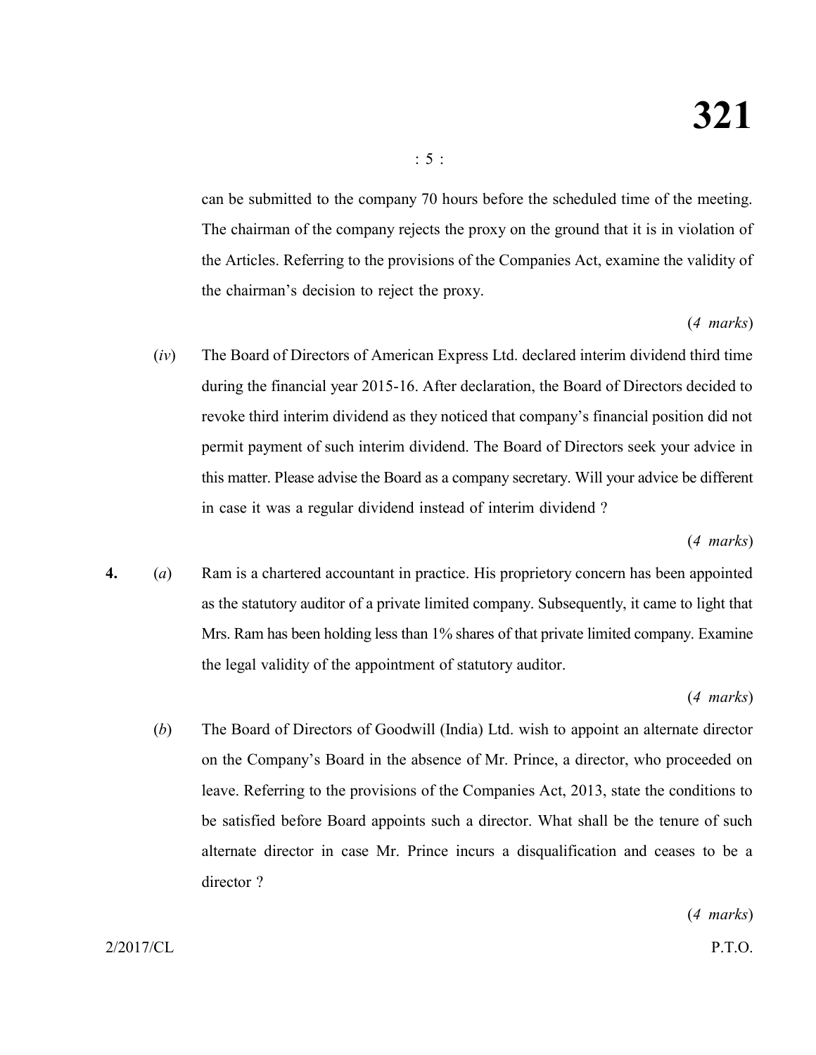can be submitted to the company 70 hours before the scheduled time of the meeting. The chairman of the company rejects the proxy on the ground that it is in violation of the Articles. Referring to the provisions of the Companies Act, examine the validity of the chairman's decision to reject the proxy.

(*4 marks*)

(*iv*) The Board of Directors of American Express Ltd. declared interim dividend third time during the financial year 2015-16. After declaration, the Board of Directors decided to revoke third interim dividend as they noticed that company's financial position did not permit payment of such interim dividend. The Board of Directors seek your advice in this matter. Please advise the Board as a company secretary. Will your advice be different in case it was a regular dividend instead of interim dividend ?

(*4 marks*)

**4.** (*a*) Ram is a chartered accountant in practice. His proprietory concern has been appointed as the statutory auditor of a private limited company. Subsequently, it came to light that Mrs. Ram has been holding less than 1% shares of that private limited company. Examine the legal validity of the appointment of statutory auditor.

(*4 marks*)

(*b*) The Board of Directors of Goodwill (India) Ltd. wish to appoint an alternate director on the Company's Board in the absence of Mr. Prince, a director, who proceeded on leave. Referring to the provisions of the Companies Act, 2013, state the conditions to be satisfied before Board appoints such a director. What shall be the tenure of such alternate director in case Mr. Prince incurs a disqualification and ceases to be a director ?

(*4 marks*)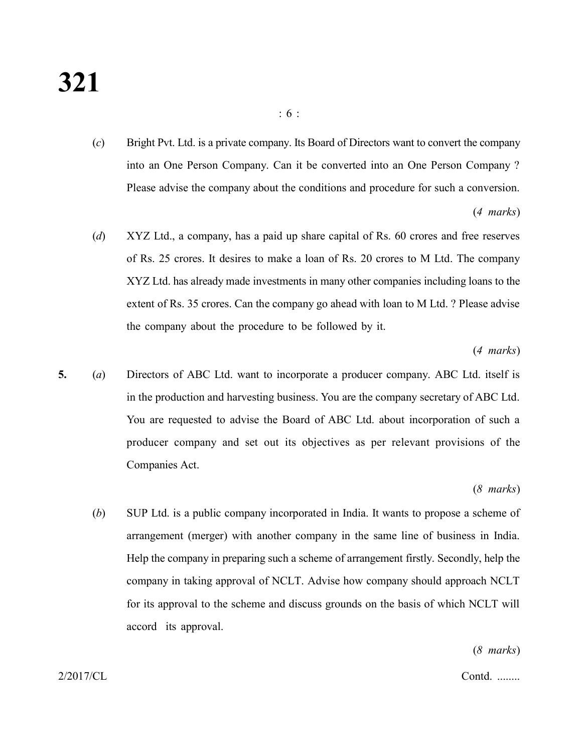(*c*) Bright Pvt. Ltd. is a private company. Its Board of Directors want to convert the company into an One Person Company. Can it be converted into an One Person Company ? Please advise the company about the conditions and procedure for such a conversion.

(*4 marks*)

(*d*) XYZ Ltd., a company, has a paid up share capital of Rs. 60 crores and free reserves of Rs. 25 crores. It desires to make a loan of Rs. 20 crores to M Ltd. The company XYZ Ltd. has already made investments in many other companies including loans to the extent of Rs. 35 crores. Can the company go ahead with loan to M Ltd. ? Please advise the company about the procedure to be followed by it.

(*4 marks*)

**5.** (*a*) Directors of ABC Ltd. want to incorporate a producer company. ABC Ltd. itself is in the production and harvesting business. You are the company secretary of ABC Ltd. You are requested to advise the Board of ABC Ltd. about incorporation of such a producer company and set out its objectives as per relevant provisions of the Companies Act.

(*8 marks*)

(*b*) SUP Ltd. is a public company incorporated in India. It wants to propose a scheme of arrangement (merger) with another company in the same line of business in India. Help the company in preparing such a scheme of arrangement firstly. Secondly, help the company in taking approval of NCLT. Advise how company should approach NCLT for its approval to the scheme and discuss grounds on the basis of which NCLT will accord its approval.

(*8 marks*)

Contd. ........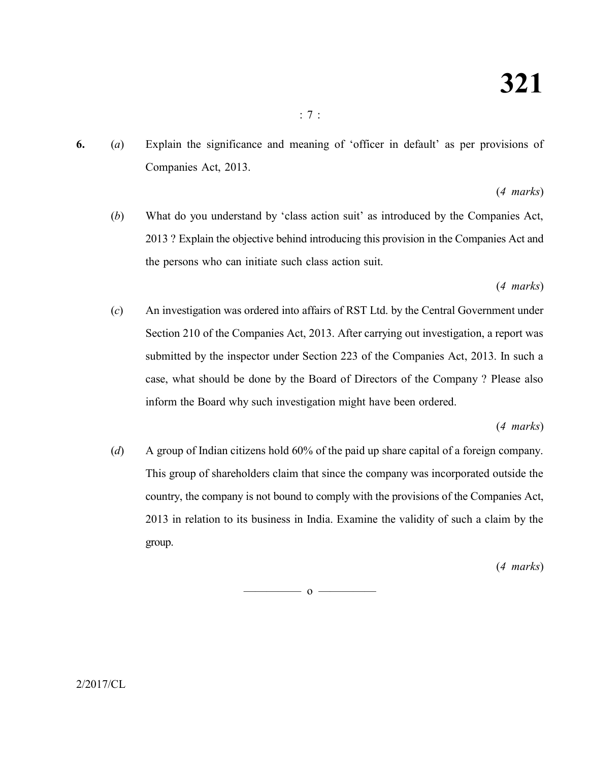**6.** (*a*) Explain the significance and meaning of 'officer in default' as per provisions of Companies Act, 2013.

(*4 marks*)

(*b*) What do you understand by 'class action suit' as introduced by the Companies Act, 2013 ? Explain the objective behind introducing this provision in the Companies Act and the persons who can initiate such class action suit.

(*4 marks*)

(*c*) An investigation was ordered into affairs of RST Ltd. by the Central Government under Section 210 of the Companies Act, 2013. After carrying out investigation, a report was submitted by the inspector under Section 223 of the Companies Act, 2013. In such a case, what should be done by the Board of Directors of the Company ? Please also inform the Board why such investigation might have been ordered.

(*4 marks*)

(*d*) A group of Indian citizens hold 60% of the paid up share capital of a foreign company. This group of shareholders claim that since the company was incorporated outside the country, the company is not bound to comply with the provisions of the Companies Act, 2013 in relation to its business in India. Examine the validity of such a claim by the group.

(*4 marks*)

———— o ————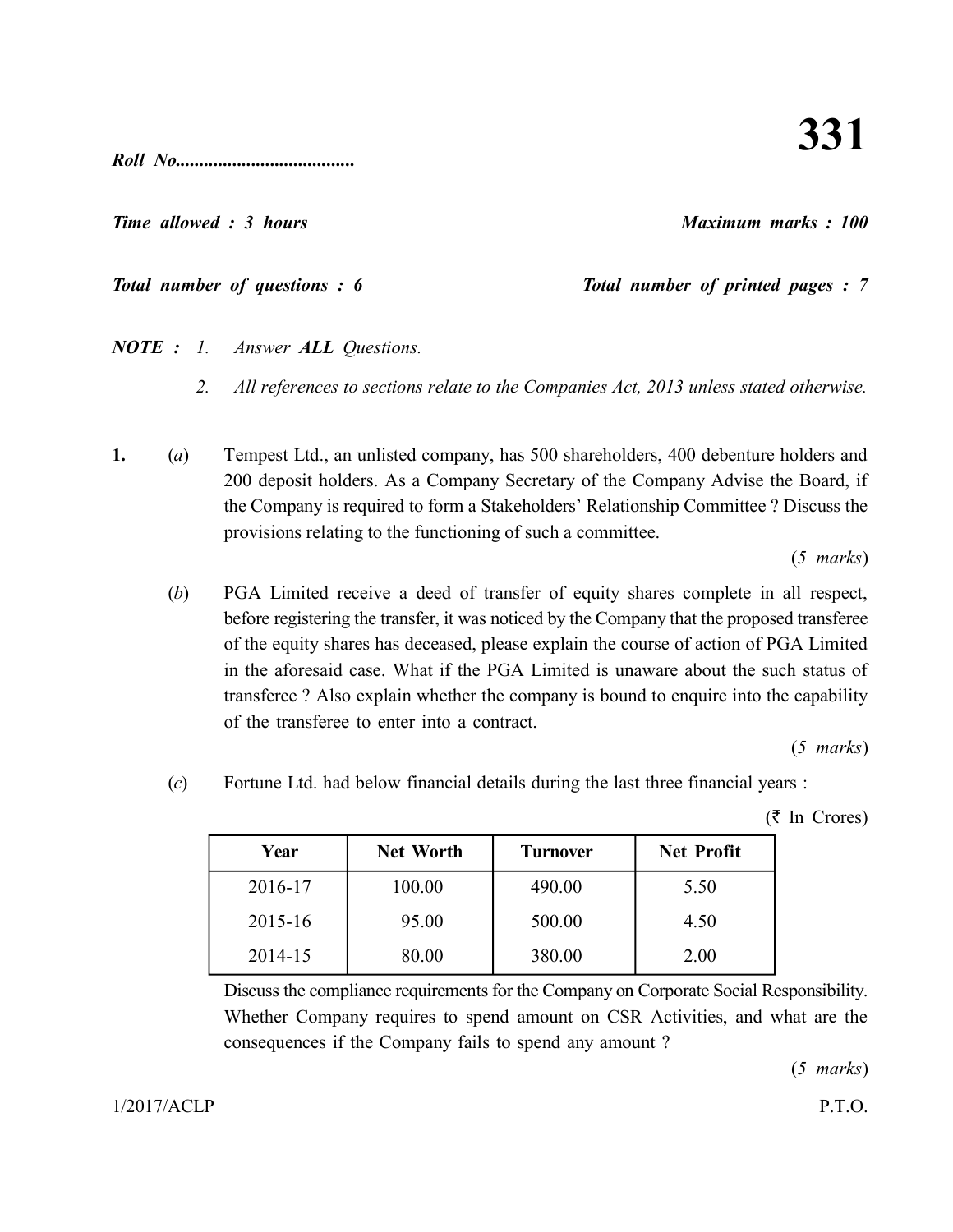**Roll No.....................................**

# 331

***Time allowed : 3 hours*** ***Maximum marks : 100***

***Total number of questions : 6*** ***Total number of printed pages : 7***

***NOTE :*** *1. Answer **ALL** Questions.*

*2. All references to sections relate to the Companies Act, 2013 unless stated otherwise.*

**1.** (*a*) Tempest Ltd., an unlisted company, has 500 shareholders, 400 debenture holders and 200 deposit holders. As a Company Secretary of the Company Advise the Board, if the Company is required to form a Stakeholders' Relationship Committee ? Discuss the provisions relating to the functioning of such a committee.

(*5 marks*)

(*b*) PGA Limited receive a deed of transfer of equity shares complete in all respect, before registering the transfer, it was noticed by the Company that the proposed transferee of the equity shares has deceased, please explain the course of action of PGA Limited in the aforesaid case. What if the PGA Limited is unaware about the such status of transferee ? Also explain whether the company is bound to enquire into the capability of the transferee to enter into a contract.

(*5 marks*)

(*c*) Fortune Ltd. had below financial details during the last three financial years :

(₹ In Crores)

| Year | Net Worth | Turnover | Net Profit |
|---|---|---|---|
| 2016-17 | 100.00 | 490.00 | 5.50 |
| 2015-16 | 95.00 | 500.00 | 4.50 |
| 2014-15 | 80.00 | 380.00 | 2.00 |

Discuss the compliance requirements for the Company on Corporate Social Responsibility. Whether Company requires to spend amount on CSR Activities, and what are the consequences if the Company fails to spend any amount ?

(*5 marks*)

1/2017/ACLP P.T.O.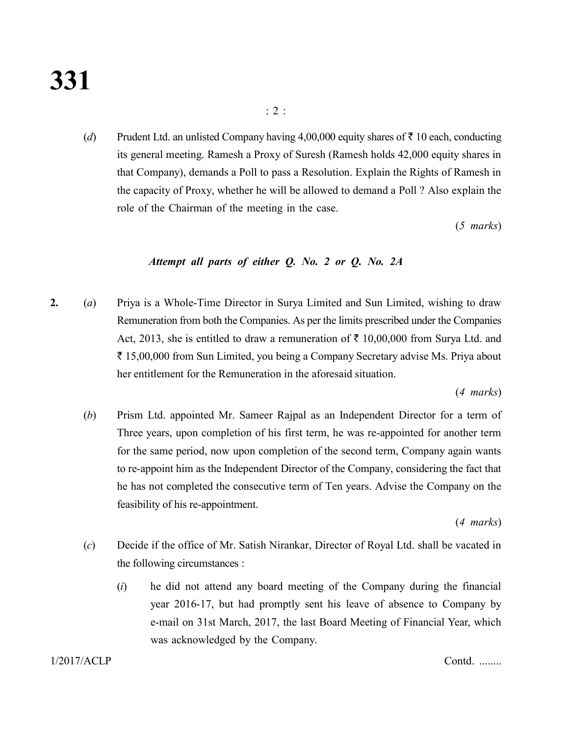(*d*) Prudent Ltd. an unlisted Company having 4,00,000 equity shares of ₹ 10 each, conducting its general meeting. Ramesh a Proxy of Suresh (Ramesh holds 42,000 equity shares in that Company), demands a Poll to pass a Resolution. Explain the Rights of Ramesh in the capacity of Proxy, whether he will be allowed to demand a Poll ? Also explain the role of the Chairman of the meeting in the case.

(*5 marks*)

***Attempt all parts of either Q. No. 2 or Q. No. 2A***

**2.** (*a*) Priya is a Whole-Time Director in Surya Limited and Sun Limited, wishing to draw Remuneration from both the Companies. As per the limits prescribed under the Companies Act, 2013, she is entitled to draw a remuneration of ₹ 10,00,000 from Surya Ltd. and ₹ 15,00,000 from Sun Limited, you being a Company Secretary advise Ms. Priya about her entitlement for the Remuneration in the aforesaid situation.

(*4 marks*)

(*b*) Prism Ltd. appointed Mr. Sameer Rajpal as an Independent Director for a term of Three years, upon completion of his first term, he was re-appointed for another term for the same period, now upon completion of the second term, Company again wants to re-appoint him as the Independent Director of the Company, considering the fact that he has not completed the consecutive term of Ten years. Advise the Company on the feasibility of his re-appointment.

(*4 marks*)

(*c*) Decide if the office of Mr. Satish Nirankar, Director of Royal Ltd. shall be vacated in the following circumstances :

(*i*) he did not attend any board meeting of the Company during the financial year 2016-17, but had promptly sent his leave of absence to Company by e-mail on 31st March, 2017, the last Board Meeting of Financial Year, which was acknowledged by the Company.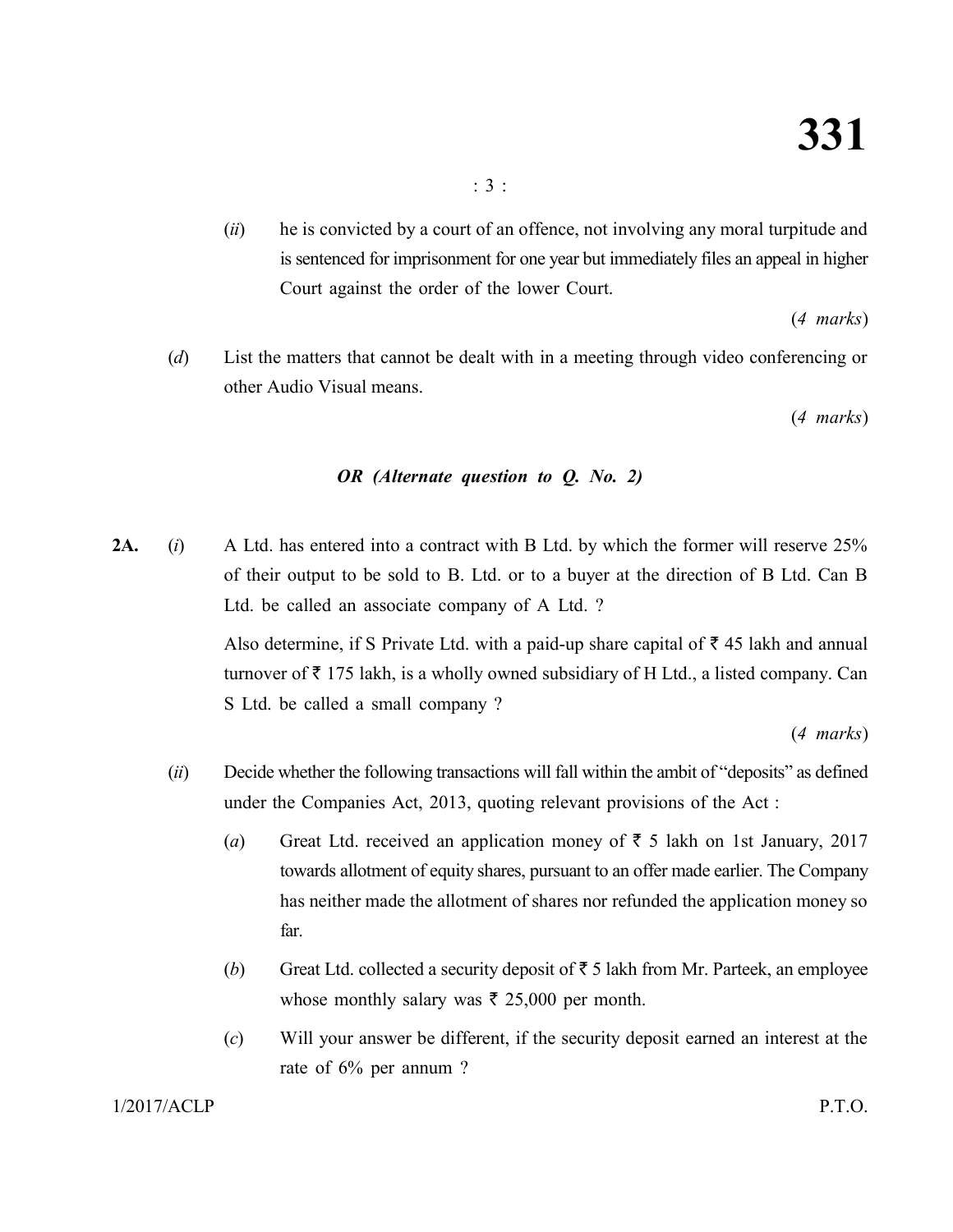(*ii*) he is convicted by a court of an offence, not involving any moral turpitude and is sentenced for imprisonment for one year but immediately files an appeal in higher Court against the order of the lower Court.

(*4 marks*)

(*d*) List the matters that cannot be dealt with in a meeting through video conferencing or other Audio Visual means.

(*4 marks*)

***OR (Alternate question to Q. No. 2)***

**2A.** (*i*) A Ltd. has entered into a contract with B Ltd. by which the former will reserve 25% of their output to be sold to B. Ltd. or to a buyer at the direction of B Ltd. Can B Ltd. be called an associate company of A Ltd. ?

Also determine, if S Private Ltd. with a paid-up share capital of ₹ 45 lakh and annual turnover of ₹ 175 lakh, is a wholly owned subsidiary of H Ltd., a listed company. Can S Ltd. be called a small company ?

(*4 marks*)

(*ii*) Decide whether the following transactions will fall within the ambit of "deposits" as defined under the Companies Act, 2013, quoting relevant provisions of the Act :

(*a*) Great Ltd. received an application money of ₹ 5 lakh on 1st January, 2017 towards allotment of equity shares, pursuant to an offer made earlier. The Company has neither made the allotment of shares nor refunded the application money so far.

(*b*) Great Ltd. collected a security deposit of ₹ 5 lakh from Mr. Parteek, an employee whose monthly salary was ₹ 25,000 per month.

(*c*) Will your answer be different, if the security deposit earned an interest at the rate of 6% per annum ?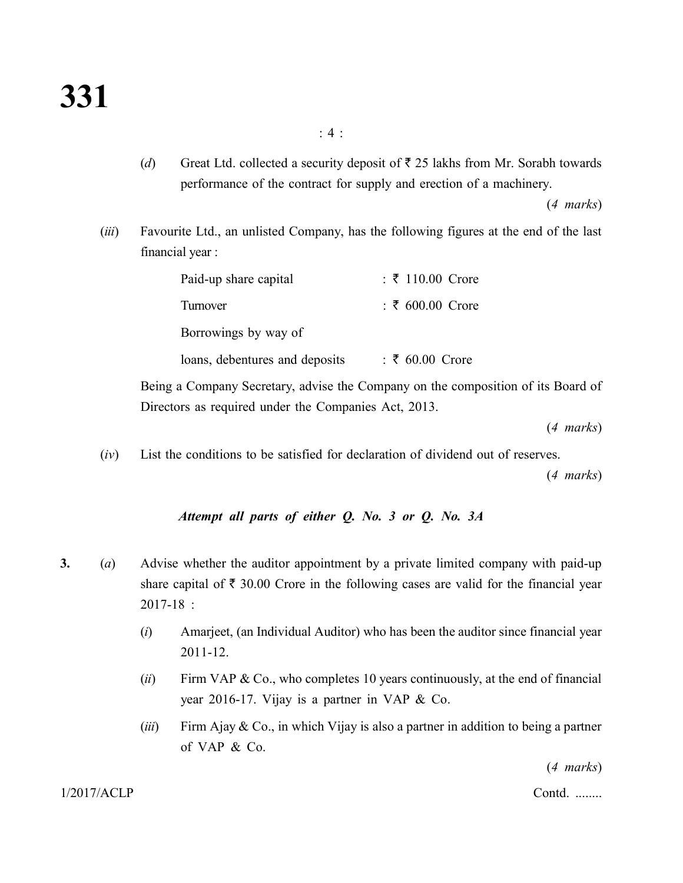(*d*) Great Ltd. collected a security deposit of ₹ 25 lakhs from Mr. Sorabh towards performance of the contract for supply and erection of a machinery.

(*4 marks*)

(*iii*) Favourite Ltd., an unlisted Company, has the following figures at the end of the last financial year :

| | |
|---|---|
| Paid-up share capital | : ₹ 110.00 Crore |
| Turnover | : ₹ 600.00 Crore |
| Borrowings by way of loans, debentures and deposits | : ₹ 60.00 Crore |

Being a Company Secretary, advise the Company on the composition of its Board of Directors as required under the Companies Act, 2013.

(*4 marks*)

(*iv*) List the conditions to be satisfied for declaration of dividend out of reserves.

(*4 marks*)

***Attempt all parts of either Q. No. 3 or Q. No. 3A***

**3.** (*a*) Advise whether the auditor appointment by a private limited company with paid-up share capital of ₹ 30.00 Crore in the following cases are valid for the financial year 2017-18 :

(*i*) Amarjeet, (an Individual Auditor) who has been the auditor since financial year 2011-12.

(*ii*) Firm VAP & Co., who completes 10 years continuously, at the end of financial year 2016-17. Vijay is a partner in VAP & Co.

(*iii*) Firm Ajay & Co., in which Vijay is also a partner in addition to being a partner of VAP & Co.

(*4 marks*)

1/2017/ACLP Contd. ........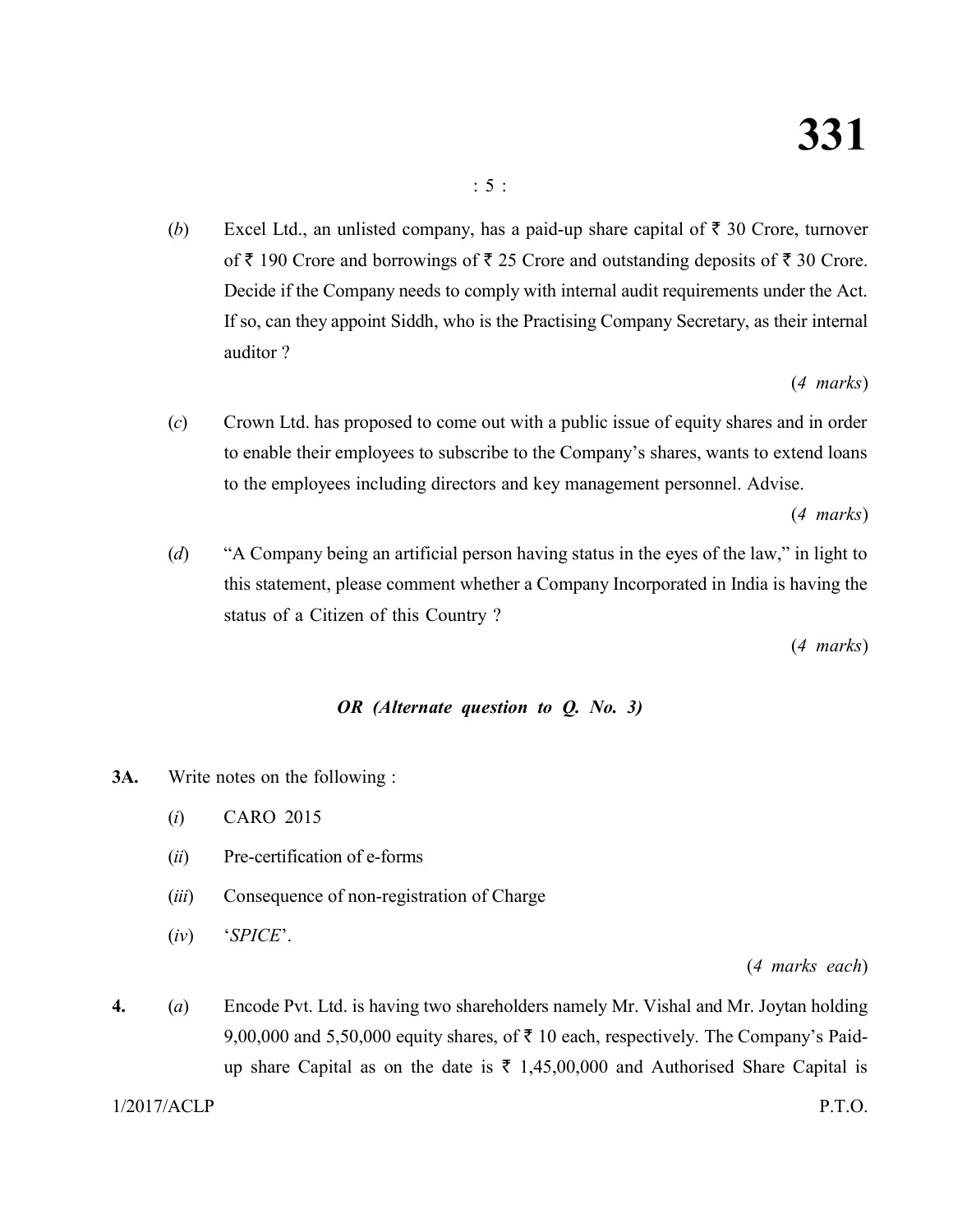(*b*) Excel Ltd., an unlisted company, has a paid-up share capital of ₹ 30 Crore, turnover of ₹ 190 Crore and borrowings of ₹ 25 Crore and outstanding deposits of ₹ 30 Crore. Decide if the Company needs to comply with internal audit requirements under the Act. If so, can they appoint Siddh, who is the Practising Company Secretary, as their internal auditor ?

(*4 marks*)

(*c*) Crown Ltd. has proposed to come out with a public issue of equity shares and in order to enable their employees to subscribe to the Company's shares, wants to extend loans to the employees including directors and key management personnel. Advise.

(*4 marks*)

(*d*) "A Company being an artificial person having status in the eyes of the law," in light to this statement, please comment whether a Company Incorporated in India is having the status of a Citizen of this Country ?

(*4 marks*)

***OR (Alternate question to Q. No. 3)***

**3A.** Write notes on the following :

(*i*) CARO 2015

(*ii*) Pre-certification of e-forms

(*iii*) Consequence of non-registration of Charge

(*iv*) '*SPICE*'.

(*4 marks each*)

**4.** (*a*) Encode Pvt. Ltd. is having two shareholders namely Mr. Vishal and Mr. Joytan holding 9,00,000 and 5,50,000 equity shares, of ₹ 10 each, respectively. The Company's Paid-up share Capital as on the date is ₹ 1,45,00,000 and Authorised Share Capital is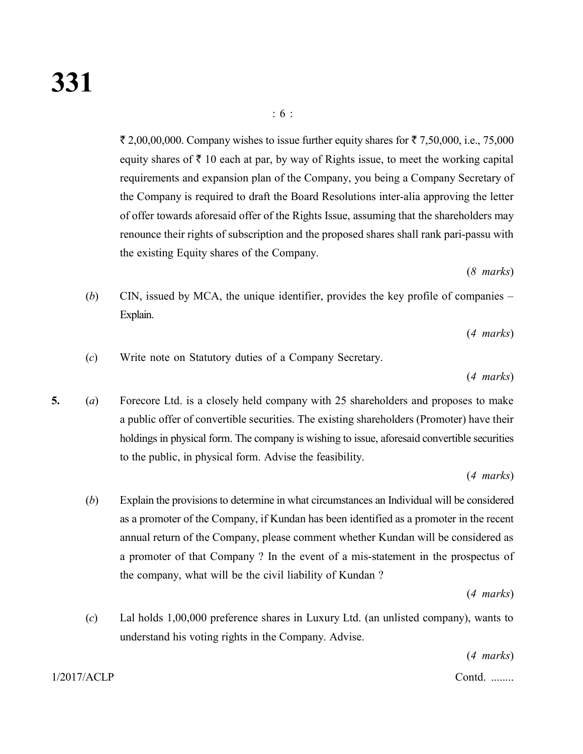₹ 2,00,00,000. Company wishes to issue further equity shares for ₹ 7,50,000, i.e., 75,000 equity shares of ₹ 10 each at par, by way of Rights issue, to meet the working capital requirements and expansion plan of the Company, you being a Company Secretary of the Company is required to draft the Board Resolutions inter-alia approving the letter of offer towards aforesaid offer of the Rights Issue, assuming that the shareholders may renounce their rights of subscription and the proposed shares shall rank pari-passu with the existing Equity shares of the Company.

(*8 marks*)

(*b*) CIN, issued by MCA, the unique identifier, provides the key profile of companies – Explain.

(*4 marks*)

(*c*) Write note on Statutory duties of a Company Secretary.

(*4 marks*)

**5.** (*a*) Forecore Ltd. is a closely held company with 25 shareholders and proposes to make a public offer of convertible securities. The existing shareholders (Promoter) have their holdings in physical form. The company is wishing to issue, aforesaid convertible securities to the public, in physical form. Advise the feasibility.

(*4 marks*)

(*b*) Explain the provisions to determine in what circumstances an Individual will be considered as a promoter of the Company, if Kundan has been identified as a promoter in the recent annual return of the Company, please comment whether Kundan will be considered as a promoter of that Company ? In the event of a mis-statement in the prospectus of the company, what will be the civil liability of Kundan ?

(*4 marks*)

(*c*) Lal holds 1,00,000 preference shares in Luxury Ltd. (an unlisted company), wants to understand his voting rights in the Company. Advise.

(*4 marks*)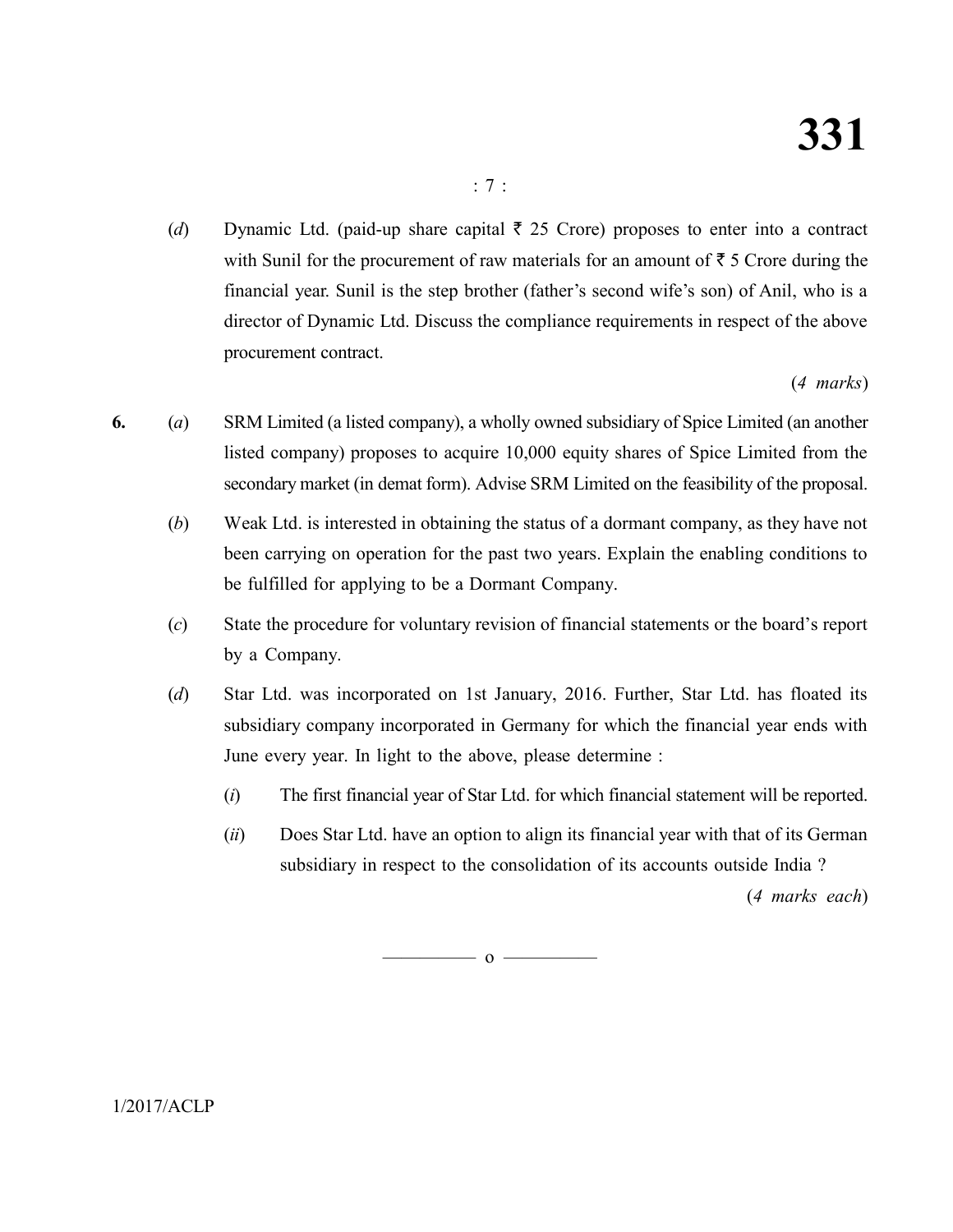(*d*) Dynamic Ltd. (paid-up share capital ₹ 25 Crore) proposes to enter into a contract with Sunil for the procurement of raw materials for an amount of ₹ 5 Crore during the financial year. Sunil is the step brother (father's second wife's son) of Anil, who is a director of Dynamic Ltd. Discuss the compliance requirements in respect of the above procurement contract.

(*4 marks*)

**6.** (*a*) SRM Limited (a listed company), a wholly owned subsidiary of Spice Limited (an another listed company) proposes to acquire 10,000 equity shares of Spice Limited from the secondary market (in demat form). Advise SRM Limited on the feasibility of the proposal.

(*b*) Weak Ltd. is interested in obtaining the status of a dormant company, as they have not been carrying on operation for the past two years. Explain the enabling conditions to be fulfilled for applying to be a Dormant Company.

(*c*) State the procedure for voluntary revision of financial statements or the board's report by a Company.

(*d*) Star Ltd. was incorporated on 1st January, 2016. Further, Star Ltd. has floated its subsidiary company incorporated in Germany for which the financial year ends with June every year. In light to the above, please determine :

(*i*) The first financial year of Star Ltd. for which financial statement will be reported.

(*ii*) Does Star Ltd. have an option to align its financial year with that of its German subsidiary in respect to the consolidation of its accounts outside India ?

(*4 marks each*)

——— o ———